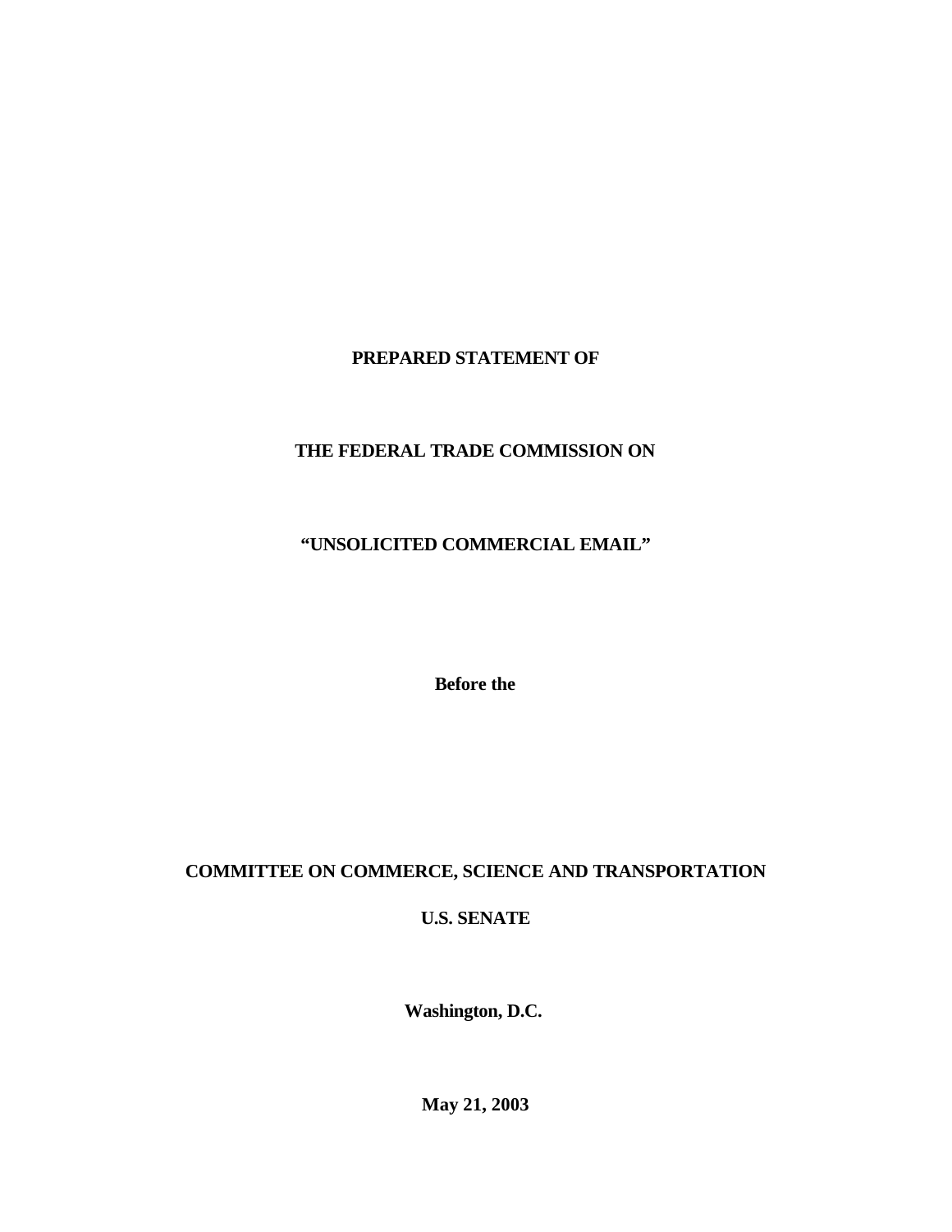**PREPARED STATEMENT OF**

**THE FEDERAL TRADE COMMISSION ON**

**"UNSOLICITED COMMERCIAL EMAIL"**

**Before the**

**COMMITTEE ON COMMERCE, SCIENCE AND TRANSPORTATION**

**U.S. SENATE**

**Washington, D.C.**

**May 21, 2003**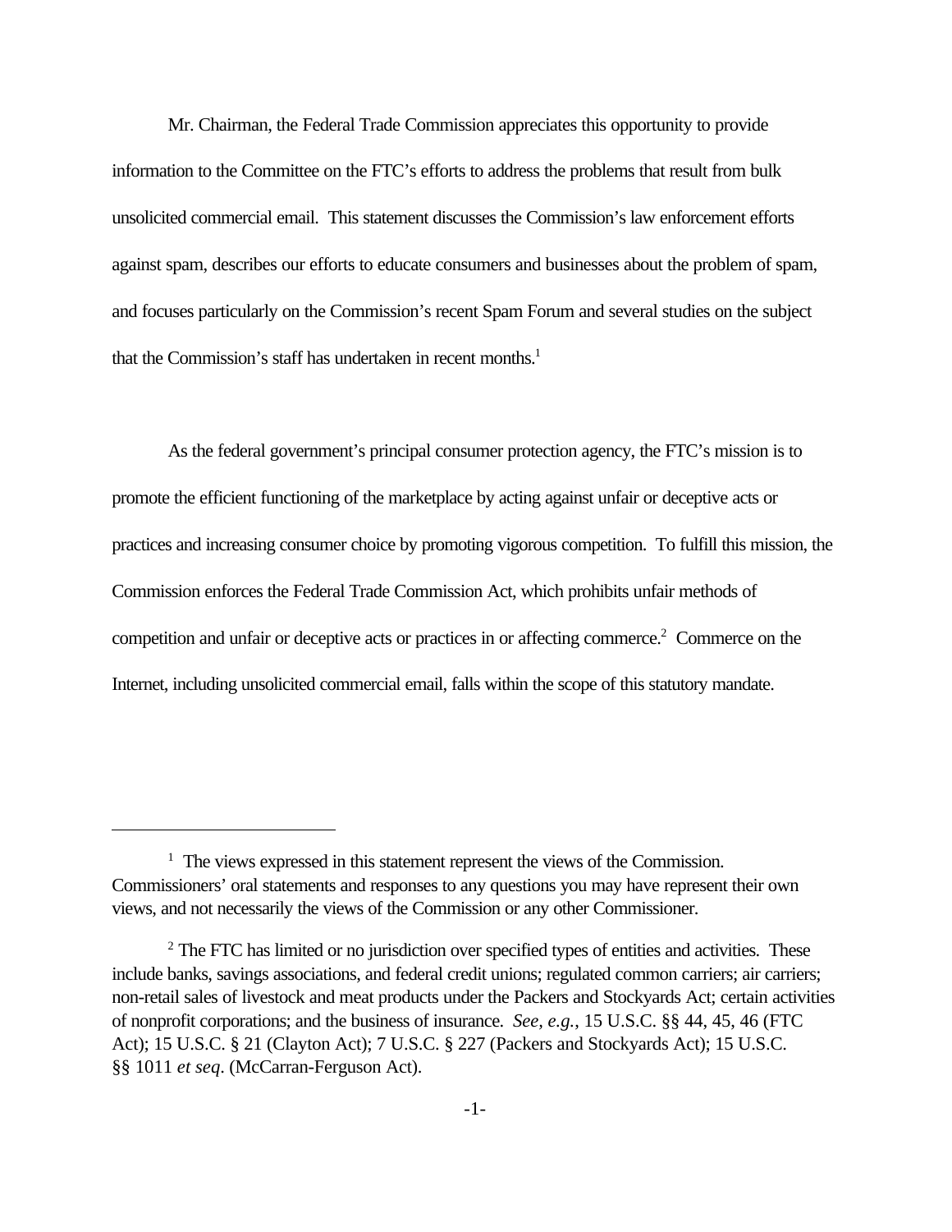Mr. Chairman, the Federal Trade Commission appreciates this opportunity to provide information to the Committee on the FTC's efforts to address the problems that result from bulk unsolicited commercial email. This statement discusses the Commission's law enforcement efforts against spam, describes our efforts to educate consumers and businesses about the problem of spam, and focuses particularly on the Commission's recent Spam Forum and several studies on the subject that the Commission's staff has undertaken in recent months.[1]

As the federal government's principal consumer protection agency, the FTC's mission is to promote the efficient functioning of the marketplace by acting against unfair or deceptive acts or practices and increasing consumer choice by promoting vigorous competition. To fulfill this mission, the Commission enforces the Federal Trade Commission Act, which prohibits unfair methods of competition and unfair or deceptive acts or practices in or affecting commerce.[2] Commerce on the Internet, including unsolicited commercial email, falls within the scope of this statutory mandate.

---

[1] The views expressed in this statement represent the views of the Commission. Commissioners' oral statements and responses to any questions you may have represent their own views, and not necessarily the views of the Commission or any other Commissioner.

[2] The FTC has limited or no jurisdiction over specified types of entities and activities. These include banks, savings associations, and federal credit unions; regulated common carriers; air carriers; non-retail sales of livestock and meat products under the Packers and Stockyards Act; certain activities of nonprofit corporations; and the business of insurance. *See, e.g.*, 15 U.S.C. §§ 44, 45, 46 (FTC Act); 15 U.S.C. § 21 (Clayton Act); 7 U.S.C. § 227 (Packers and Stockyards Act); 15 U.S.C. §§ 1011 *et seq*. (McCarran-Ferguson Act).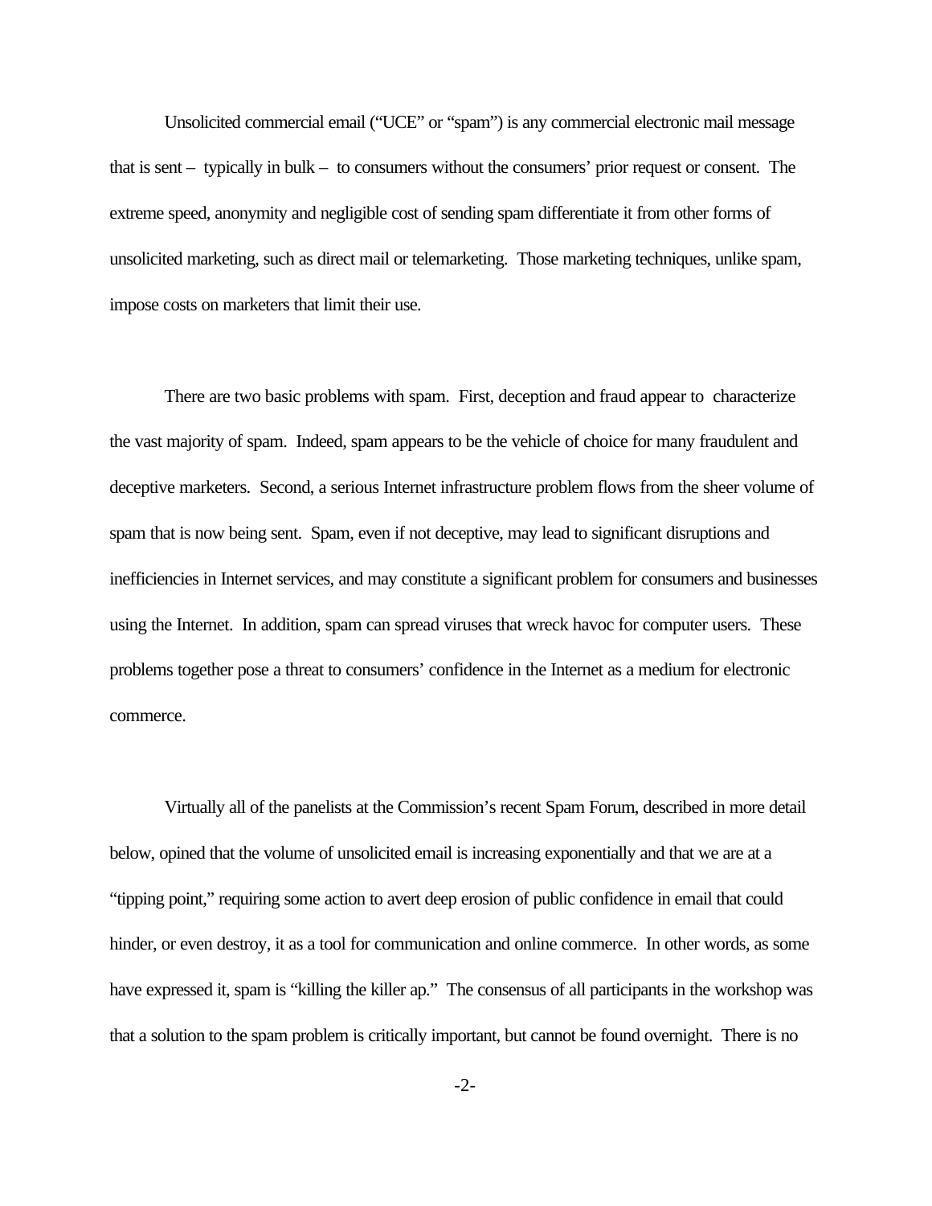Unsolicited commercial email ("UCE" or "spam") is any commercial electronic mail message that is sent – typically in bulk – to consumers without the consumers' prior request or consent. The extreme speed, anonymity and negligible cost of sending spam differentiate it from other forms of unsolicited marketing, such as direct mail or telemarketing. Those marketing techniques, unlike spam, impose costs on marketers that limit their use.

There are two basic problems with spam. First, deception and fraud appear to characterize the vast majority of spam. Indeed, spam appears to be the vehicle of choice for many fraudulent and deceptive marketers. Second, a serious Internet infrastructure problem flows from the sheer volume of spam that is now being sent. Spam, even if not deceptive, may lead to significant disruptions and inefficiencies in Internet services, and may constitute a significant problem for consumers and businesses using the Internet. In addition, spam can spread viruses that wreck havoc for computer users. These problems together pose a threat to consumers' confidence in the Internet as a medium for electronic commerce.

Virtually all of the panelists at the Commission's recent Spam Forum, described in more detail below, opined that the volume of unsolicited email is increasing exponentially and that we are at a "tipping point," requiring some action to avert deep erosion of public confidence in email that could hinder, or even destroy, it as a tool for communication and online commerce. In other words, as some have expressed it, spam is "killing the killer ap." The consensus of all participants in the workshop was that a solution to the spam problem is critically important, but cannot be found overnight. There is no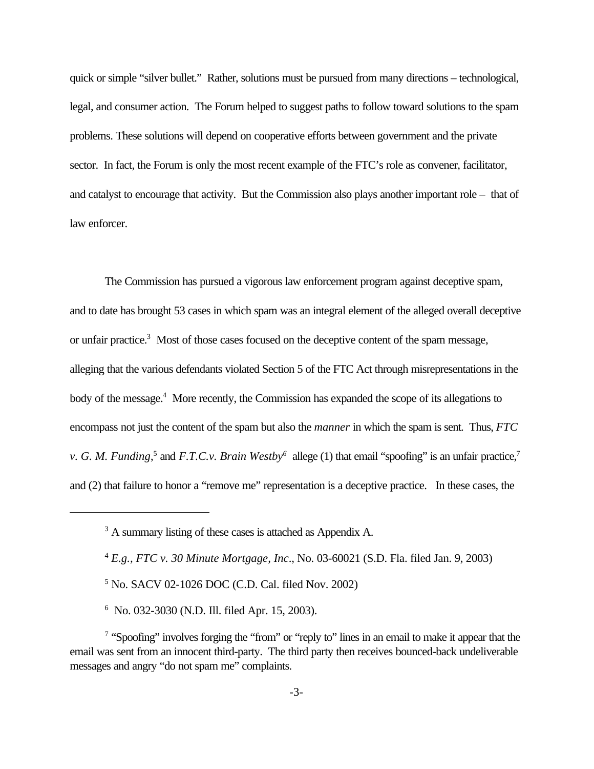quick or simple "silver bullet." Rather, solutions must be pursued from many directions – technological, legal, and consumer action. The Forum helped to suggest paths to follow toward solutions to the spam problems. These solutions will depend on cooperative efforts between government and the private sector. In fact, the Forum is only the most recent example of the FTC's role as convener, facilitator, and catalyst to encourage that activity. But the Commission also plays another important role – that of law enforcer.

The Commission has pursued a vigorous law enforcement program against deceptive spam, and to date has brought 53 cases in which spam was an integral element of the alleged overall deceptive or unfair practice.[3] Most of those cases focused on the deceptive content of the spam message, alleging that the various defendants violated Section 5 of the FTC Act through misrepresentations in the body of the message.[4] More recently, the Commission has expanded the scope of its allegations to encompass not just the content of the spam but also the *manner* in which the spam is sent. Thus, *FTC v. G. M. Funding*,[5] and *F.T.C.v. Brain Westby*[6] allege (1) that email "spoofing" is an unfair practice,[7] and (2) that failure to honor a "remove me" representation is a deceptive practice. In these cases, the

[3] A summary listing of these cases is attached as Appendix A.

[4] *E.g., FTC v. 30 Minute Mortgage, Inc*., No. 03-60021 (S.D. Fla. filed Jan. 9, 2003)

[5] No. SACV 02-1026 DOC (C.D. Cal. filed Nov. 2002)

[6] No. 032-3030 (N.D. Ill. filed Apr. 15, 2003).

[7] "Spoofing" involves forging the "from" or "reply to" lines in an email to make it appear that the email was sent from an innocent third-party. The third party then receives bounced-back undeliverable messages and angry "do not spam me" complaints.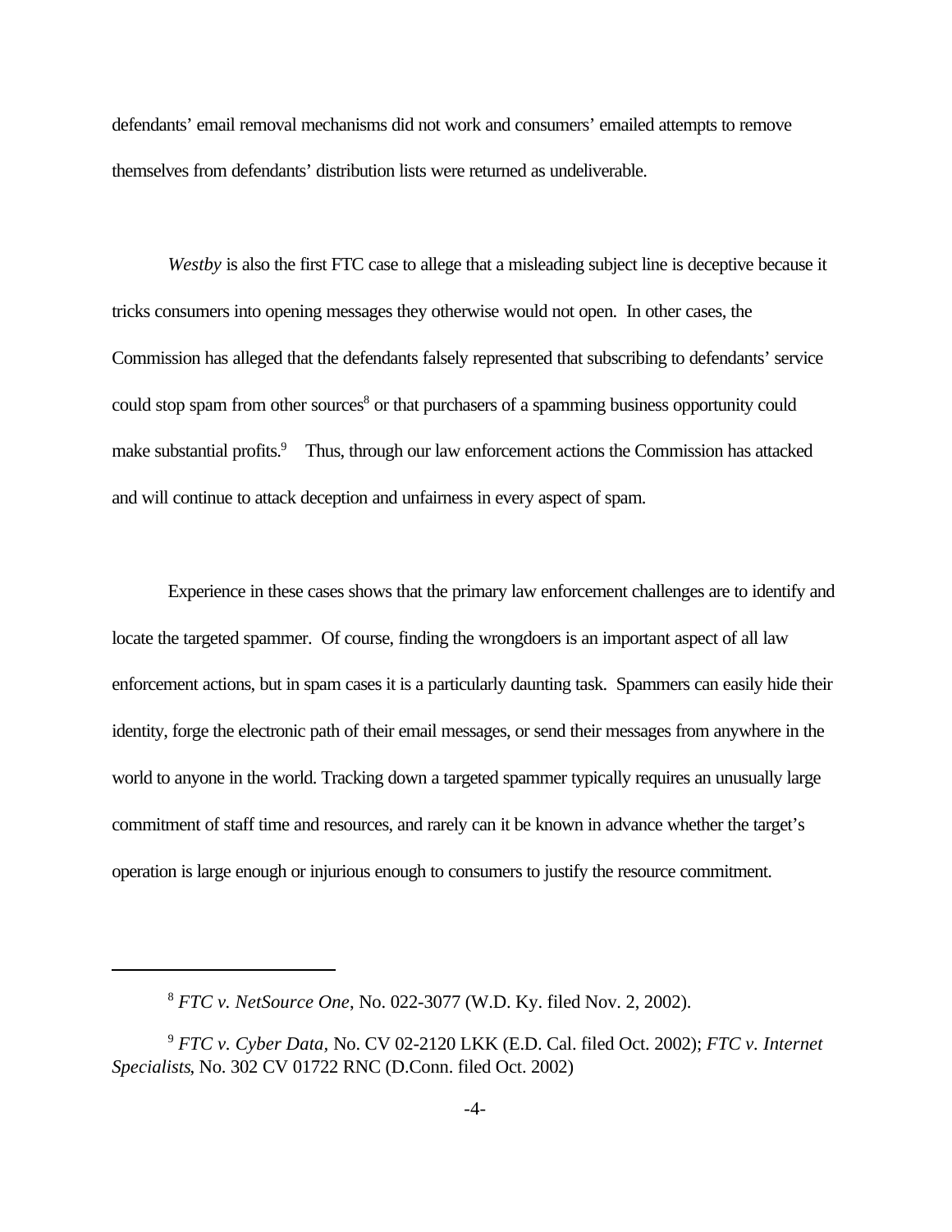defendants' email removal mechanisms did not work and consumers' emailed attempts to remove themselves from defendants' distribution lists were returned as undeliverable.

*Westby* is also the first FTC case to allege that a misleading subject line is deceptive because it tricks consumers into opening messages they otherwise would not open. In other cases, the Commission has alleged that the defendants falsely represented that subscribing to defendants' service could stop spam from other sources[8] or that purchasers of a spamming business opportunity could make substantial profits.[9] Thus, through our law enforcement actions the Commission has attacked and will continue to attack deception and unfairness in every aspect of spam.

Experience in these cases shows that the primary law enforcement challenges are to identify and locate the targeted spammer. Of course, finding the wrongdoers is an important aspect of all law enforcement actions, but in spam cases it is a particularly daunting task. Spammers can easily hide their identity, forge the electronic path of their email messages, or send their messages from anywhere in the world to anyone in the world. Tracking down a targeted spammer typically requires an unusually large commitment of staff time and resources, and rarely can it be known in advance whether the target's operation is large enough or injurious enough to consumers to justify the resource commitment.

---

[8] *FTC v. NetSource One*, No. 022-3077 (W.D. Ky. filed Nov. 2, 2002).

[9] *FTC v. Cyber Data*, No. CV 02-2120 LKK (E.D. Cal. filed Oct. 2002); *FTC v. Internet Specialists*, No. 302 CV 01722 RNC (D.Conn. filed Oct. 2002)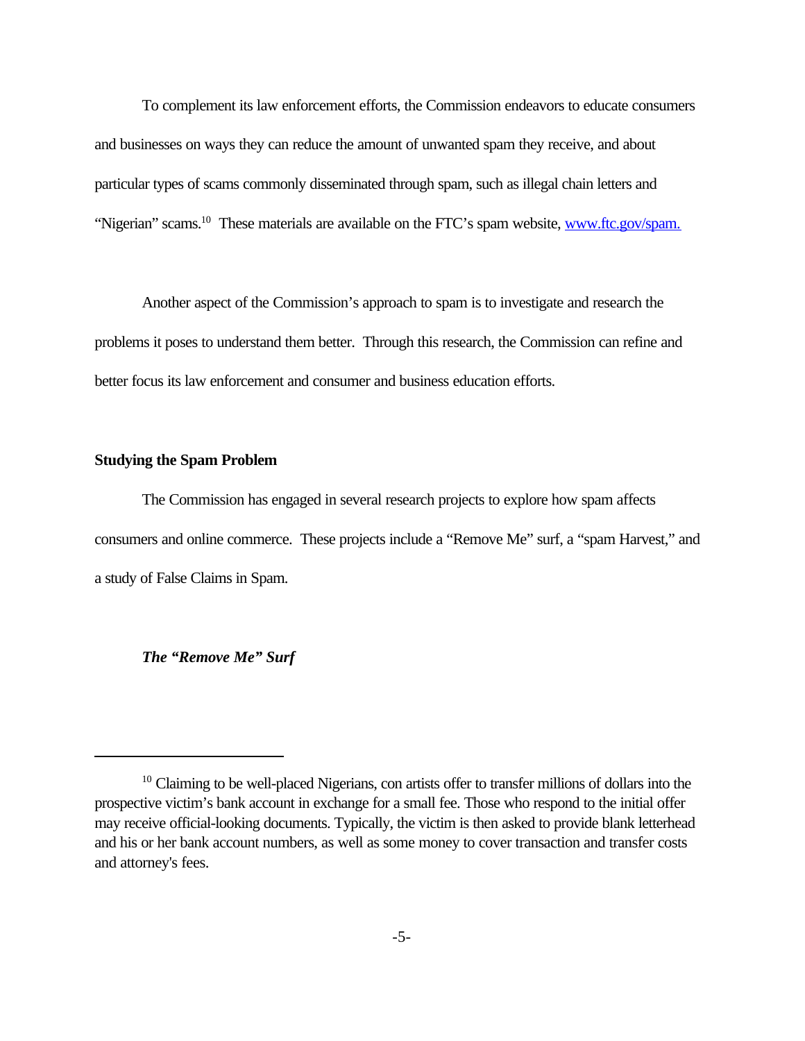To complement its law enforcement efforts, the Commission endeavors to educate consumers and businesses on ways they can reduce the amount of unwanted spam they receive, and about particular types of scams commonly disseminated through spam, such as illegal chain letters and "Nigerian" scams.[10] These materials are available on the FTC's spam website, www.ftc.gov/spam.

Another aspect of the Commission's approach to spam is to investigate and research the problems it poses to understand them better. Through this research, the Commission can refine and better focus its law enforcement and consumer and business education efforts.

**Studying the Spam Problem**

The Commission has engaged in several research projects to explore how spam affects consumers and online commerce. These projects include a "Remove Me" surf, a "spam Harvest," and a study of False Claims in Spam.

***The "Remove Me" Surf***

---

[10] Claiming to be well-placed Nigerians, con artists offer to transfer millions of dollars into the prospective victim's bank account in exchange for a small fee. Those who respond to the initial offer may receive official-looking documents. Typically, the victim is then asked to provide blank letterhead and his or her bank account numbers, as well as some money to cover transaction and transfer costs and attorney's fees.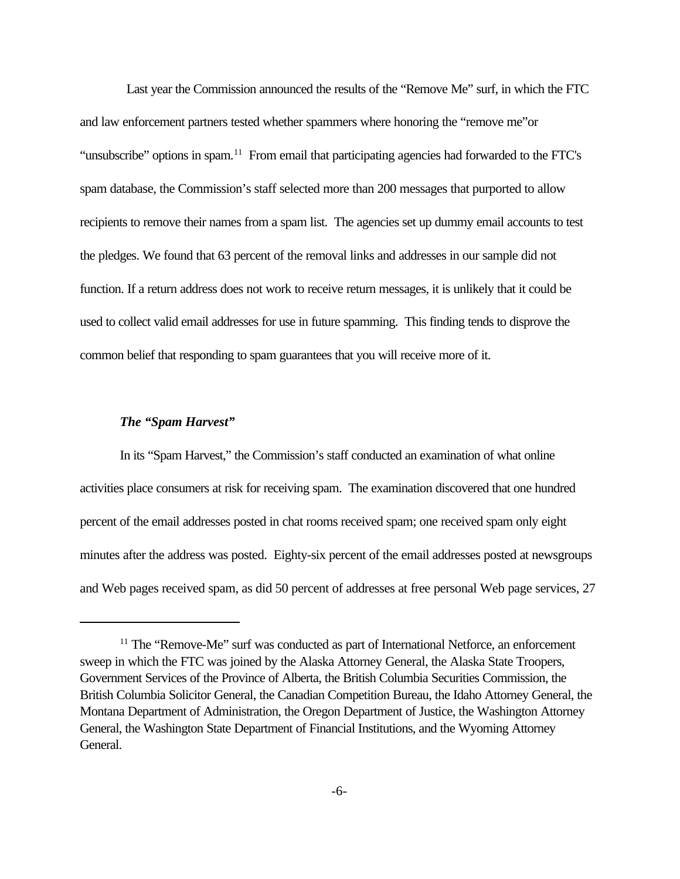Last year the Commission announced the results of the "Remove Me" surf, in which the FTC and law enforcement partners tested whether spammers where honoring the "remove me"or "unsubscribe" options in spam.[11] From email that participating agencies had forwarded to the FTC's spam database, the Commission's staff selected more than 200 messages that purported to allow recipients to remove their names from a spam list. The agencies set up dummy email accounts to test the pledges. We found that 63 percent of the removal links and addresses in our sample did not function. If a return address does not work to receive return messages, it is unlikely that it could be used to collect valid email addresses for use in future spamming. This finding tends to disprove the common belief that responding to spam guarantees that you will receive more of it.

***The "Spam Harvest"***

In its "Spam Harvest," the Commission's staff conducted an examination of what online activities place consumers at risk for receiving spam. The examination discovered that one hundred percent of the email addresses posted in chat rooms received spam; one received spam only eight minutes after the address was posted. Eighty-six percent of the email addresses posted at newsgroups and Web pages received spam, as did 50 percent of addresses at free personal Web page services, 27

---

[11] The "Remove-Me" surf was conducted as part of International Netforce, an enforcement sweep in which the FTC was joined by the Alaska Attorney General, the Alaska State Troopers, Government Services of the Province of Alberta, the British Columbia Securities Commission, the British Columbia Solicitor General, the Canadian Competition Bureau, the Idaho Attorney General, the Montana Department of Administration, the Oregon Department of Justice, the Washington Attorney General, the Washington State Department of Financial Institutions, and the Wyoming Attorney General.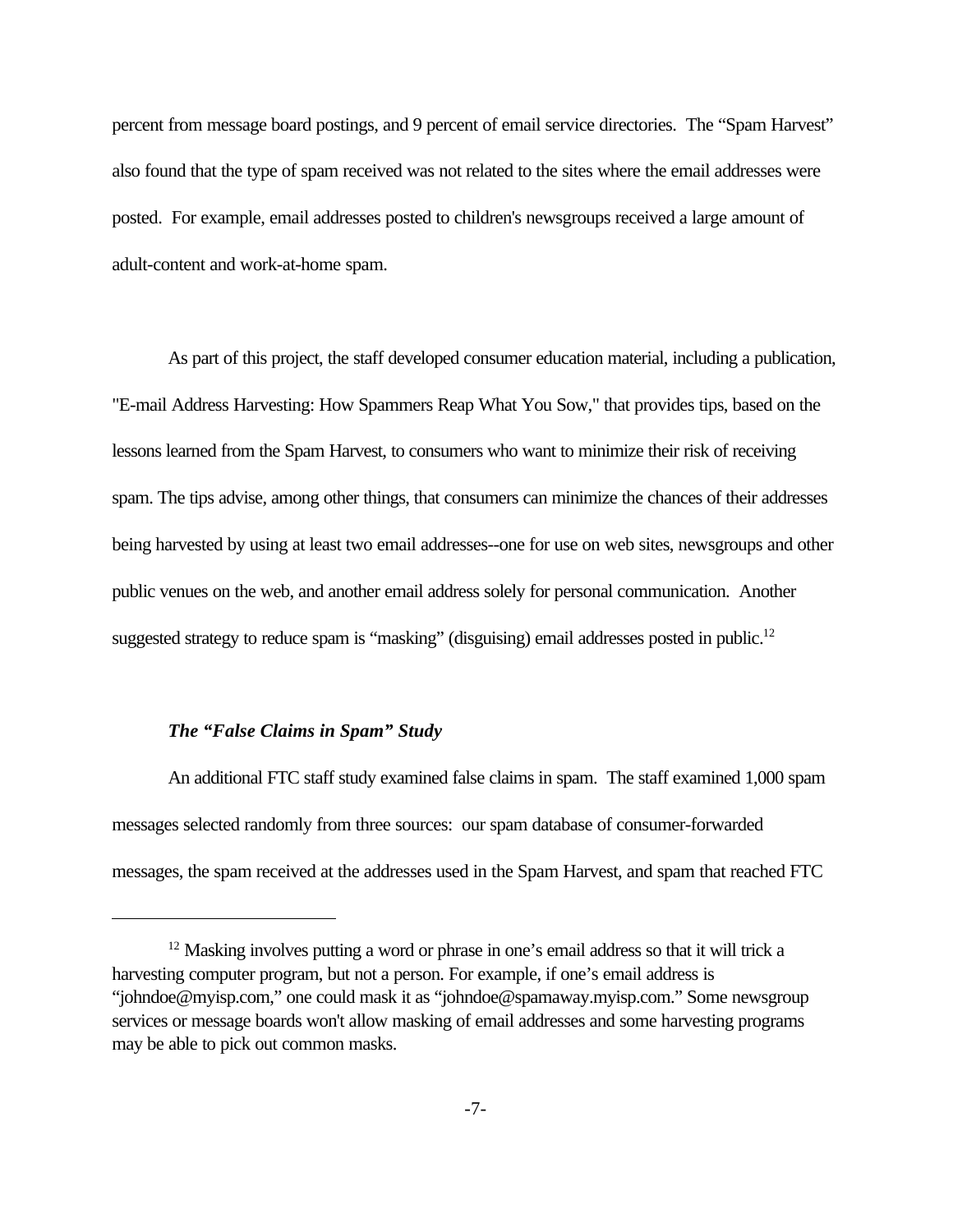percent from message board postings, and 9 percent of email service directories. The "Spam Harvest" also found that the type of spam received was not related to the sites where the email addresses were posted. For example, email addresses posted to children's newsgroups received a large amount of adult-content and work-at-home spam.

As part of this project, the staff developed consumer education material, including a publication, "E-mail Address Harvesting: How Spammers Reap What You Sow," that provides tips, based on the lessons learned from the Spam Harvest, to consumers who want to minimize their risk of receiving spam. The tips advise, among other things, that consumers can minimize the chances of their addresses being harvested by using at least two email addresses--one for use on web sites, newsgroups and other public venues on the web, and another email address solely for personal communication. Another suggested strategy to reduce spam is "masking" (disguising) email addresses posted in public.[12]

### *The "False Claims in Spam" Study*

An additional FTC staff study examined false claims in spam. The staff examined 1,000 spam messages selected randomly from three sources: our spam database of consumer-forwarded messages, the spam received at the addresses used in the Spam Harvest, and spam that reached FTC

---

[12] Masking involves putting a word or phrase in one's email address so that it will trick a harvesting computer program, but not a person. For example, if one's email address is "johndoe@myisp.com," one could mask it as "johndoe@spamaway.myisp.com." Some newsgroup services or message boards won't allow masking of email addresses and some harvesting programs may be able to pick out common masks.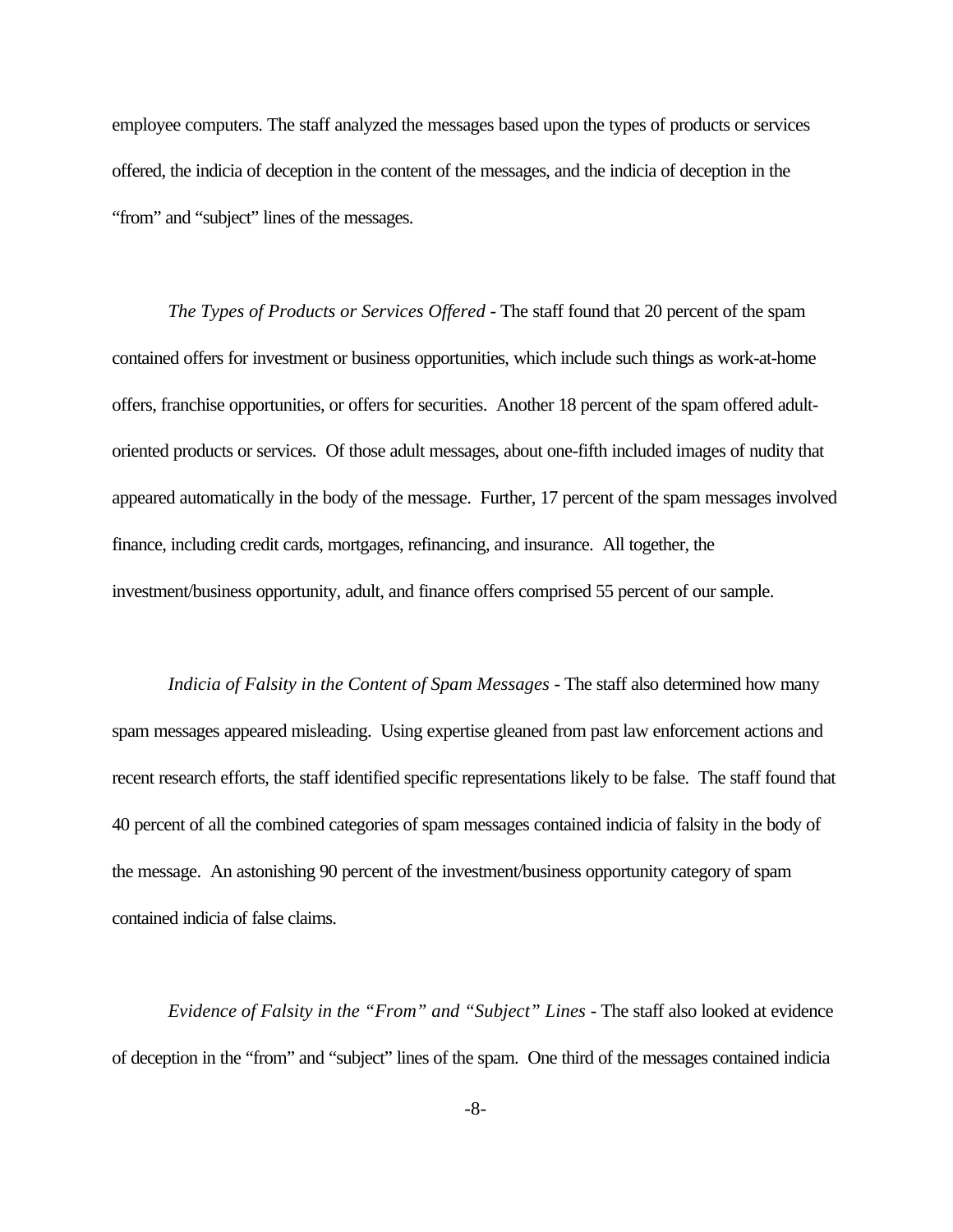employee computers. The staff analyzed the messages based upon the types of products or services offered, the indicia of deception in the content of the messages, and the indicia of deception in the "from" and "subject" lines of the messages.

*The Types of Products or Services Offered* - The staff found that 20 percent of the spam contained offers for investment or business opportunities, which include such things as work-at-home offers, franchise opportunities, or offers for securities. Another 18 percent of the spam offered adult-oriented products or services. Of those adult messages, about one-fifth included images of nudity that appeared automatically in the body of the message. Further, 17 percent of the spam messages involved finance, including credit cards, mortgages, refinancing, and insurance. All together, the investment/business opportunity, adult, and finance offers comprised 55 percent of our sample.

*Indicia of Falsity in the Content of Spam Messages* - The staff also determined how many spam messages appeared misleading. Using expertise gleaned from past law enforcement actions and recent research efforts, the staff identified specific representations likely to be false. The staff found that 40 percent of all the combined categories of spam messages contained indicia of falsity in the body of the message. An astonishing 90 percent of the investment/business opportunity category of spam contained indicia of false claims.

*Evidence of Falsity in the "From" and "Subject" Lines* - The staff also looked at evidence of deception in the "from" and "subject" lines of the spam. One third of the messages contained indicia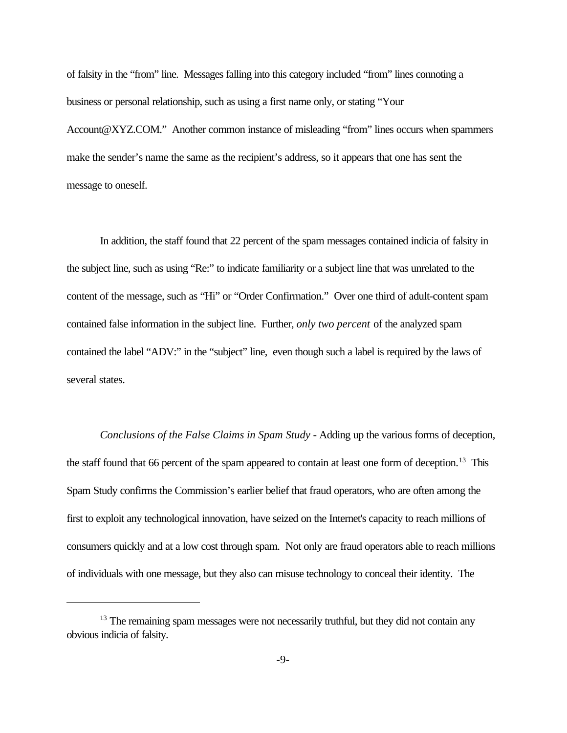of falsity in the "from" line. Messages falling into this category included "from" lines connoting a business or personal relationship, such as using a first name only, or stating "Your Account@XYZ.COM." Another common instance of misleading "from" lines occurs when spammers make the sender's name the same as the recipient's address, so it appears that one has sent the message to oneself.

In addition, the staff found that 22 percent of the spam messages contained indicia of falsity in the subject line, such as using "Re:" to indicate familiarity or a subject line that was unrelated to the content of the message, such as "Hi" or "Order Confirmation." Over one third of adult-content spam contained false information in the subject line. Further, *only two percent* of the analyzed spam contained the label "ADV:" in the "subject" line, even though such a label is required by the laws of several states.

*Conclusions of the False Claims in Spam Study* - Adding up the various forms of deception, the staff found that 66 percent of the spam appeared to contain at least one form of deception.[13] This Spam Study confirms the Commission's earlier belief that fraud operators, who are often among the first to exploit any technological innovation, have seized on the Internet's capacity to reach millions of consumers quickly and at a low cost through spam. Not only are fraud operators able to reach millions of individuals with one message, but they also can misuse technology to conceal their identity. The

---

[13] The remaining spam messages were not necessarily truthful, but they did not contain any obvious indicia of falsity.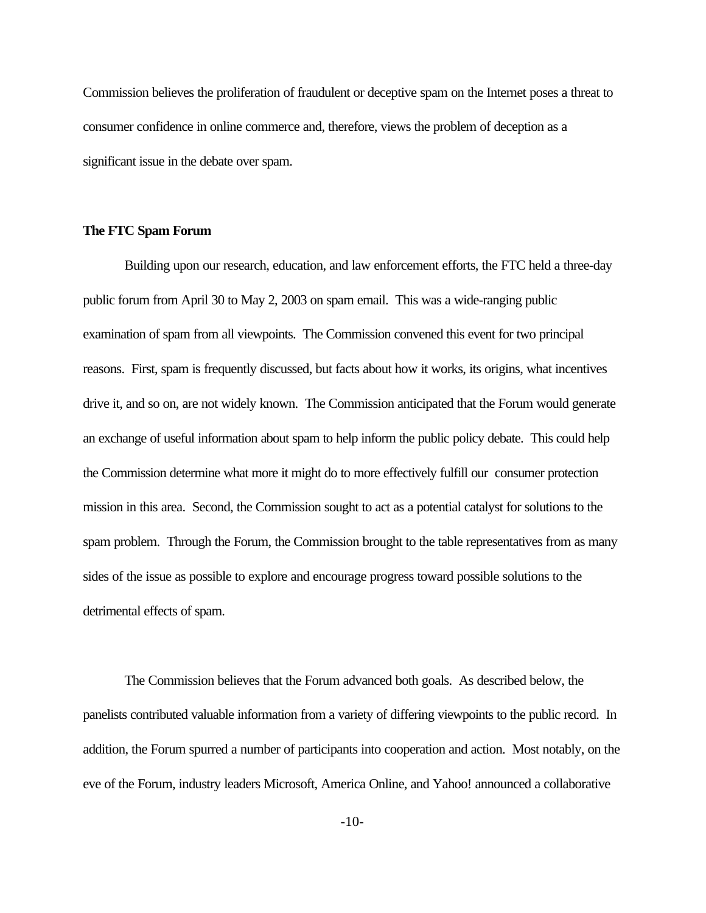Commission believes the proliferation of fraudulent or deceptive spam on the Internet poses a threat to consumer confidence in online commerce and, therefore, views the problem of deception as a significant issue in the debate over spam.

**The FTC Spam Forum**

Building upon our research, education, and law enforcement efforts, the FTC held a three-day public forum from April 30 to May 2, 2003 on spam email. This was a wide-ranging public examination of spam from all viewpoints. The Commission convened this event for two principal reasons. First, spam is frequently discussed, but facts about how it works, its origins, what incentives drive it, and so on, are not widely known. The Commission anticipated that the Forum would generate an exchange of useful information about spam to help inform the public policy debate. This could help the Commission determine what more it might do to more effectively fulfill our consumer protection mission in this area. Second, the Commission sought to act as a potential catalyst for solutions to the spam problem. Through the Forum, the Commission brought to the table representatives from as many sides of the issue as possible to explore and encourage progress toward possible solutions to the detrimental effects of spam.

The Commission believes that the Forum advanced both goals. As described below, the panelists contributed valuable information from a variety of differing viewpoints to the public record. In addition, the Forum spurred a number of participants into cooperation and action. Most notably, on the eve of the Forum, industry leaders Microsoft, America Online, and Yahoo! announced a collaborative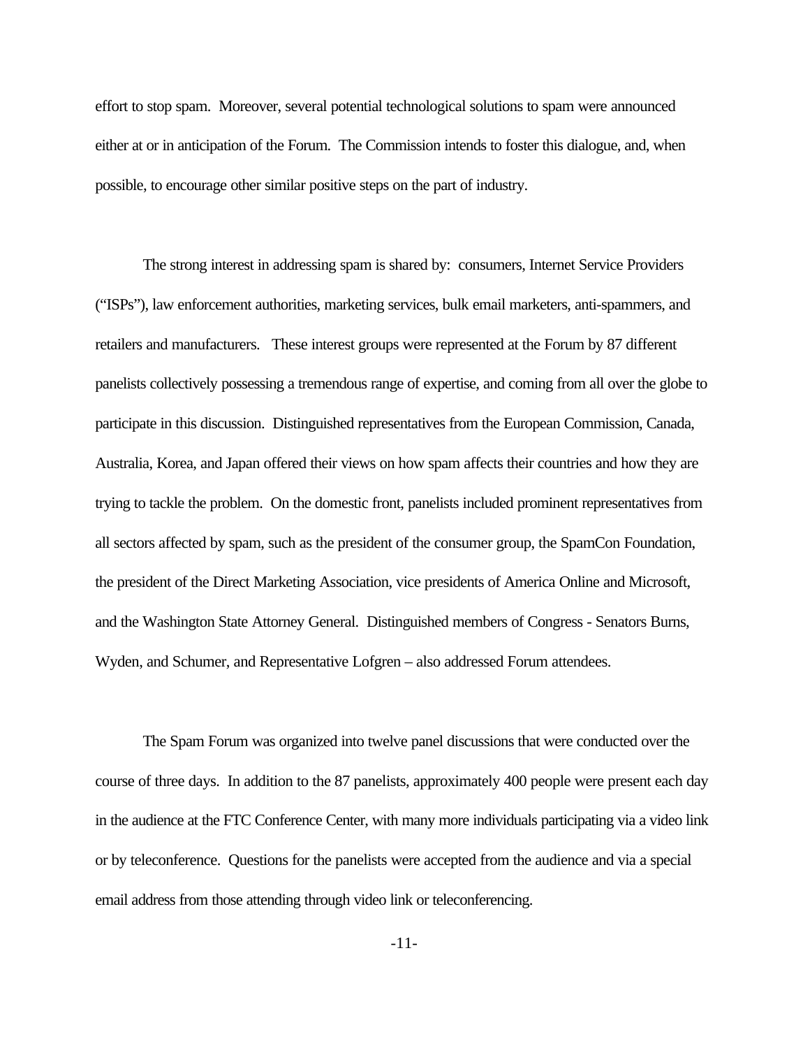effort to stop spam. Moreover, several potential technological solutions to spam were announced either at or in anticipation of the Forum. The Commission intends to foster this dialogue, and, when possible, to encourage other similar positive steps on the part of industry.

The strong interest in addressing spam is shared by: consumers, Internet Service Providers ("ISPs"), law enforcement authorities, marketing services, bulk email marketers, anti-spammers, and retailers and manufacturers. These interest groups were represented at the Forum by 87 different panelists collectively possessing a tremendous range of expertise, and coming from all over the globe to participate in this discussion. Distinguished representatives from the European Commission, Canada, Australia, Korea, and Japan offered their views on how spam affects their countries and how they are trying to tackle the problem. On the domestic front, panelists included prominent representatives from all sectors affected by spam, such as the president of the consumer group, the SpamCon Foundation, the president of the Direct Marketing Association, vice presidents of America Online and Microsoft, and the Washington State Attorney General. Distinguished members of Congress - Senators Burns, Wyden, and Schumer, and Representative Lofgren – also addressed Forum attendees.

The Spam Forum was organized into twelve panel discussions that were conducted over the course of three days. In addition to the 87 panelists, approximately 400 people were present each day in the audience at the FTC Conference Center, with many more individuals participating via a video link or by teleconference. Questions for the panelists were accepted from the audience and via a special email address from those attending through video link or teleconferencing.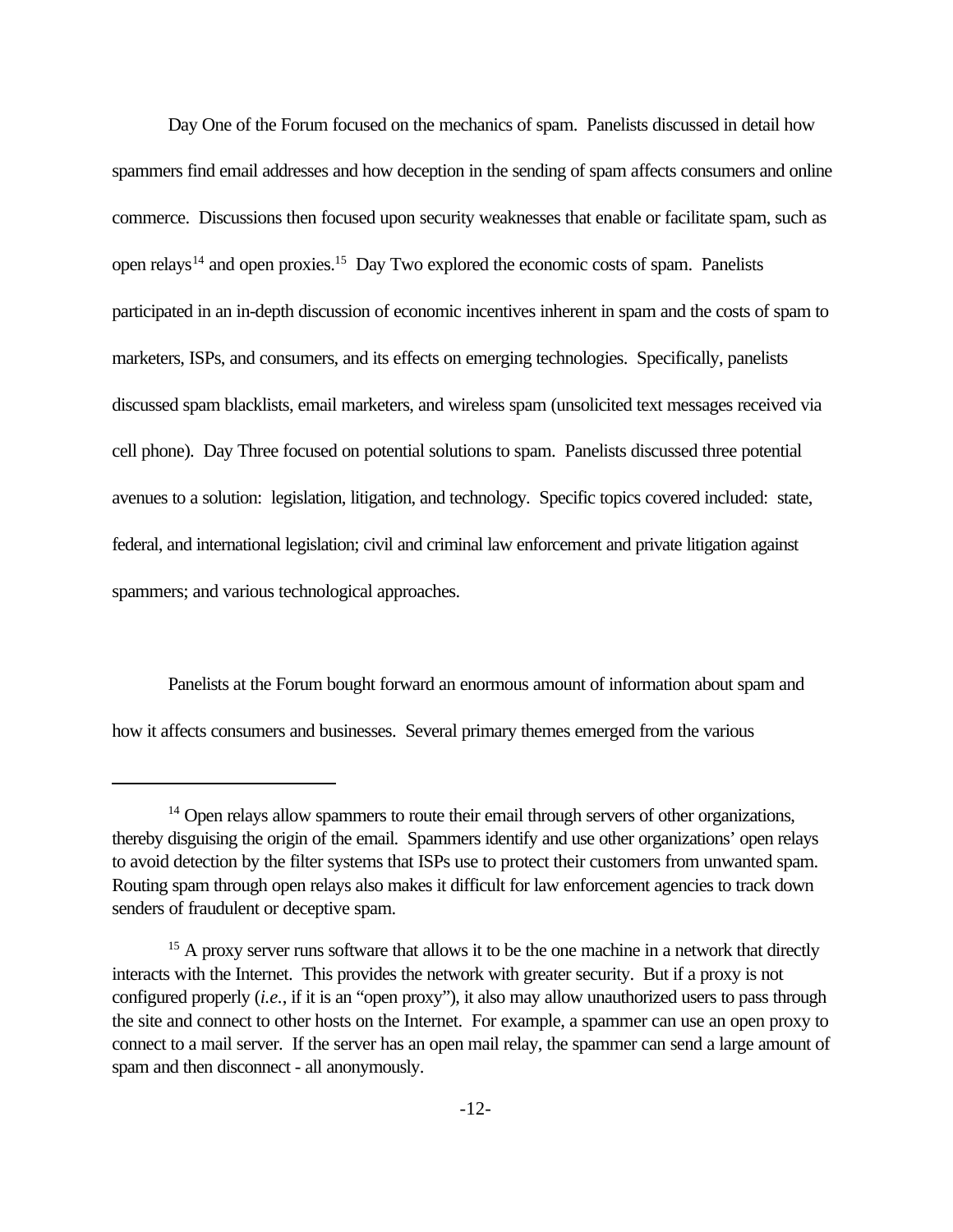Day One of the Forum focused on the mechanics of spam. Panelists discussed in detail how spammers find email addresses and how deception in the sending of spam affects consumers and online commerce. Discussions then focused upon security weaknesses that enable or facilitate spam, such as open relays[14] and open proxies.[15] Day Two explored the economic costs of spam. Panelists participated in an in-depth discussion of economic incentives inherent in spam and the costs of spam to marketers, ISPs, and consumers, and its effects on emerging technologies. Specifically, panelists discussed spam blacklists, email marketers, and wireless spam (unsolicited text messages received via cell phone). Day Three focused on potential solutions to spam. Panelists discussed three potential avenues to a solution: legislation, litigation, and technology. Specific topics covered included: state, federal, and international legislation; civil and criminal law enforcement and private litigation against spammers; and various technological approaches.

Panelists at the Forum bought forward an enormous amount of information about spam and how it affects consumers and businesses. Several primary themes emerged from the various

---

[14] Open relays allow spammers to route their email through servers of other organizations, thereby disguising the origin of the email. Spammers identify and use other organizations' open relays to avoid detection by the filter systems that ISPs use to protect their customers from unwanted spam. Routing spam through open relays also makes it difficult for law enforcement agencies to track down senders of fraudulent or deceptive spam.

[15] A proxy server runs software that allows it to be the one machine in a network that directly interacts with the Internet. This provides the network with greater security. But if a proxy is not configured properly (*i.e.*, if it is an "open proxy"), it also may allow unauthorized users to pass through the site and connect to other hosts on the Internet. For example, a spammer can use an open proxy to connect to a mail server. If the server has an open mail relay, the spammer can send a large amount of spam and then disconnect - all anonymously.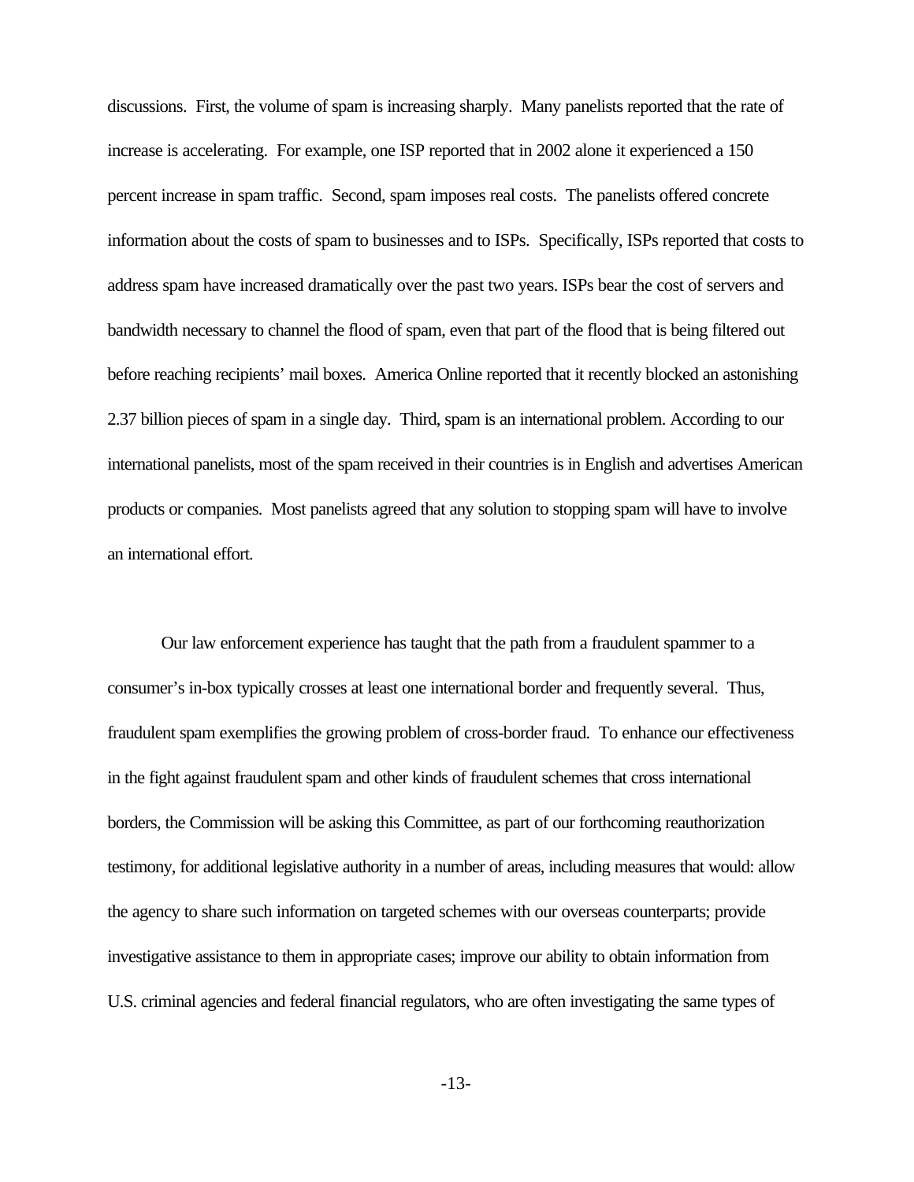discussions. First, the volume of spam is increasing sharply. Many panelists reported that the rate of increase is accelerating. For example, one ISP reported that in 2002 alone it experienced a 150 percent increase in spam traffic. Second, spam imposes real costs. The panelists offered concrete information about the costs of spam to businesses and to ISPs. Specifically, ISPs reported that costs to address spam have increased dramatically over the past two years. ISPs bear the cost of servers and bandwidth necessary to channel the flood of spam, even that part of the flood that is being filtered out before reaching recipients' mail boxes. America Online reported that it recently blocked an astonishing 2.37 billion pieces of spam in a single day. Third, spam is an international problem. According to our international panelists, most of the spam received in their countries is in English and advertises American products or companies. Most panelists agreed that any solution to stopping spam will have to involve an international effort.

Our law enforcement experience has taught that the path from a fraudulent spammer to a consumer's in-box typically crosses at least one international border and frequently several. Thus, fraudulent spam exemplifies the growing problem of cross-border fraud. To enhance our effectiveness in the fight against fraudulent spam and other kinds of fraudulent schemes that cross international borders, the Commission will be asking this Committee, as part of our forthcoming reauthorization testimony, for additional legislative authority in a number of areas, including measures that would: allow the agency to share such information on targeted schemes with our overseas counterparts; provide investigative assistance to them in appropriate cases; improve our ability to obtain information from U.S. criminal agencies and federal financial regulators, who are often investigating the same types of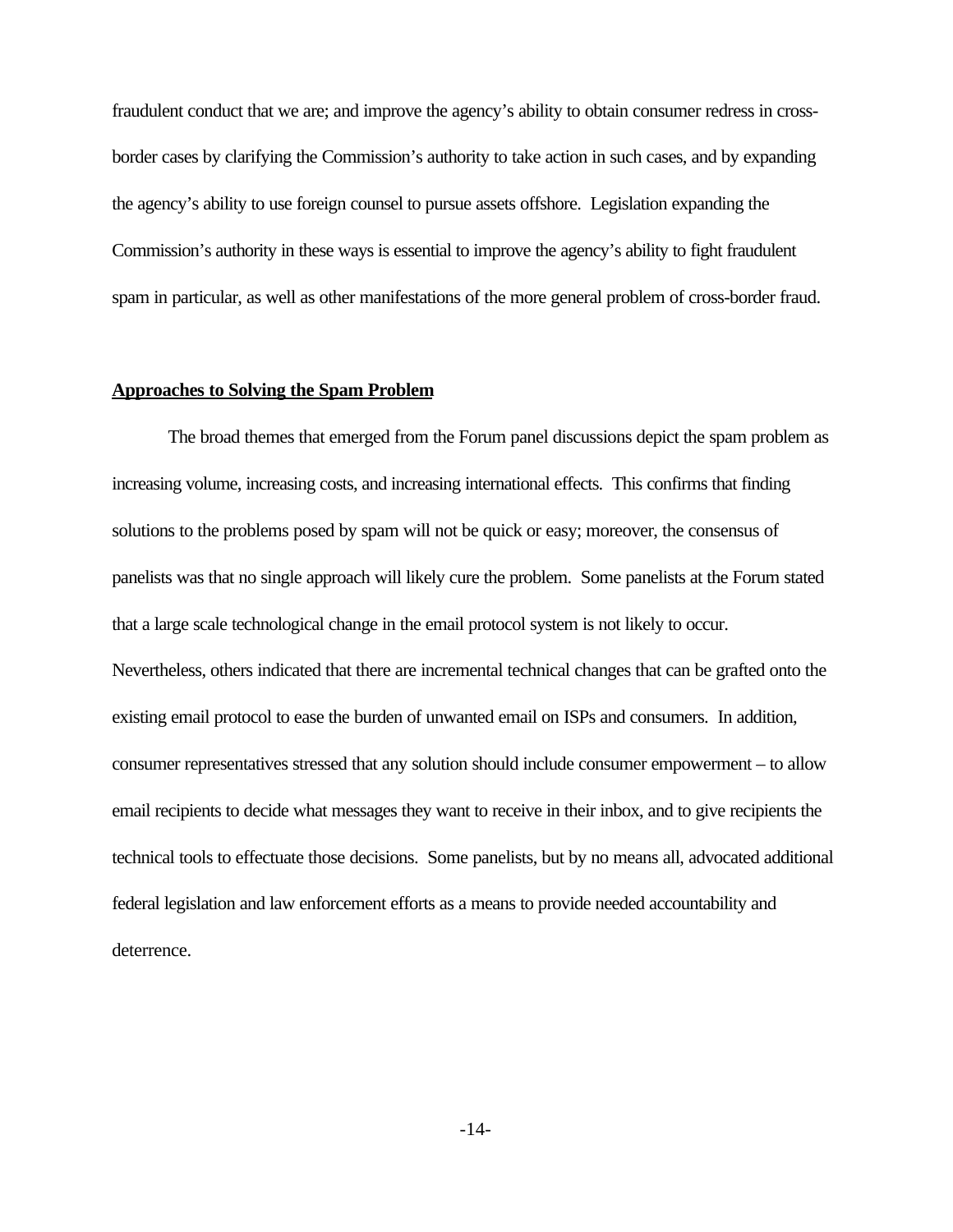fraudulent conduct that we are; and improve the agency's ability to obtain consumer redress in cross-border cases by clarifying the Commission's authority to take action in such cases, and by expanding the agency's ability to use foreign counsel to pursue assets offshore. Legislation expanding the Commission's authority in these ways is essential to improve the agency's ability to fight fraudulent spam in particular, as well as other manifestations of the more general problem of cross-border fraud.

## Approaches to Solving the Spam Problem

The broad themes that emerged from the Forum panel discussions depict the spam problem as increasing volume, increasing costs, and increasing international effects. This confirms that finding solutions to the problems posed by spam will not be quick or easy; moreover, the consensus of panelists was that no single approach will likely cure the problem. Some panelists at the Forum stated that a large scale technological change in the email protocol system is not likely to occur. Nevertheless, others indicated that there are incremental technical changes that can be grafted onto the existing email protocol to ease the burden of unwanted email on ISPs and consumers. In addition, consumer representatives stressed that any solution should include consumer empowerment – to allow email recipients to decide what messages they want to receive in their inbox, and to give recipients the technical tools to effectuate those decisions. Some panelists, but by no means all, advocated additional federal legislation and law enforcement efforts as a means to provide needed accountability and deterrence.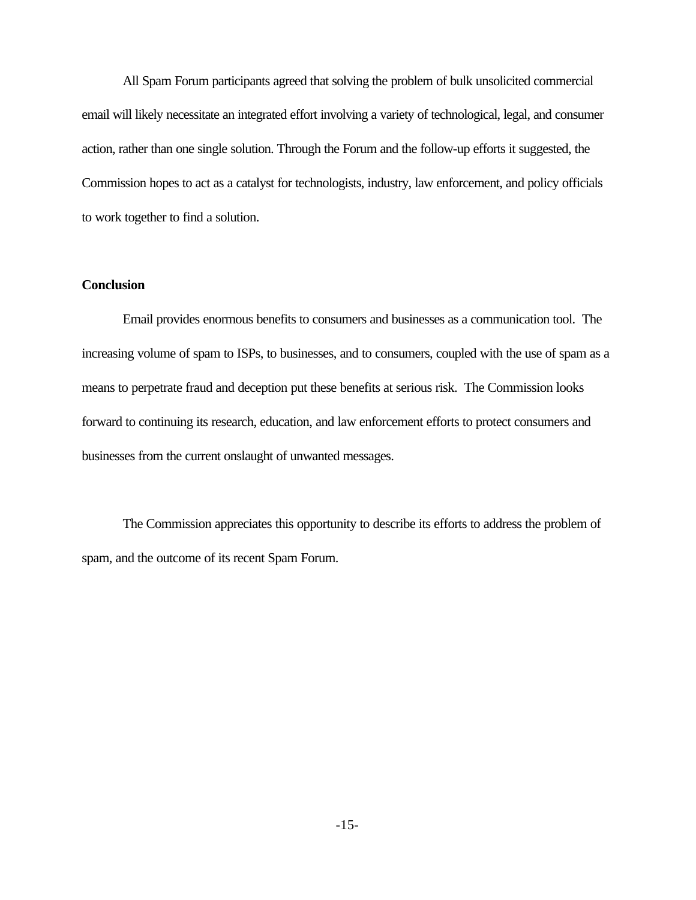All Spam Forum participants agreed that solving the problem of bulk unsolicited commercial email will likely necessitate an integrated effort involving a variety of technological, legal, and consumer action, rather than one single solution. Through the Forum and the follow-up efforts it suggested, the Commission hopes to act as a catalyst for technologists, industry, law enforcement, and policy officials to work together to find a solution.

**Conclusion**

Email provides enormous benefits to consumers and businesses as a communication tool. The increasing volume of spam to ISPs, to businesses, and to consumers, coupled with the use of spam as a means to perpetrate fraud and deception put these benefits at serious risk. The Commission looks forward to continuing its research, education, and law enforcement efforts to protect consumers and businesses from the current onslaught of unwanted messages.

The Commission appreciates this opportunity to describe its efforts to address the problem of spam, and the outcome of its recent Spam Forum.